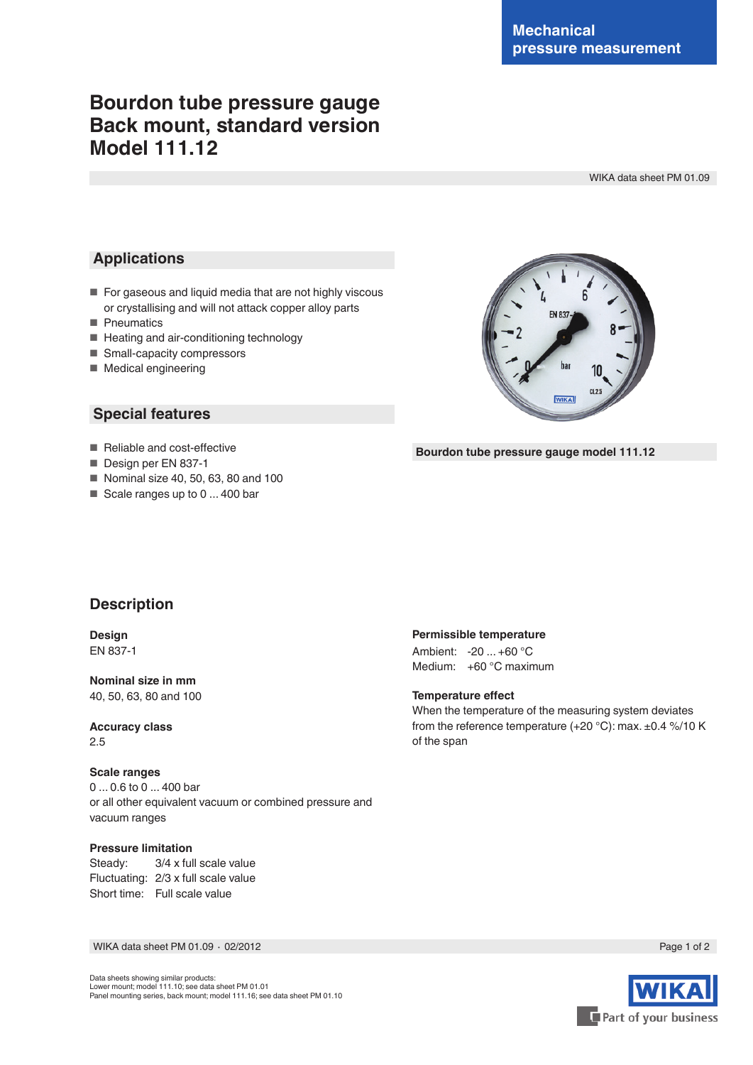Mechanical pressure measurement

# Bourdon tube pressure gauge Back mount, standard version Model 111.12

WIKA data sheet PM 01.09

## Applications

- For gaseous and liquid media that are not highly viscous or crystallising and will not attack copper alloy parts
- Pneumatics
- Heating and air-conditioning technology
- Small-capacity compressors
- Medical engineering

## Special features

- Reliable and cost-effective
- Design per EN 837-1
- Nominal size 40, 50, 63, 80 and 100
- Scale ranges up to 0 ... 400 bar

Bourdon tube pressure gauge model 111.12

## Description

**Design**
EN 837-1

**Nominal size in mm**
40, 50, 63, 80 and 100

**Accuracy class**
2.5

**Scale ranges**
0 ... 0.6 to 0 ... 400 bar
or all other equivalent vacuum or combined pressure and vacuum ranges

**Pressure limitation**
Steady: 3/4 x full scale value
Fluctuating: 2/3 x full scale value
Short time: Full scale value

**Permissible temperature**
Ambient: -20 ... +60 °C
Medium: +60 °C maximum

**Temperature effect**
When the temperature of the measuring system deviates from the reference temperature (+20 °C): max. ±0.4 %/10 K of the span

WIKA data sheet PM 01.09 · 02/2012

Data sheets showing similar products:
Lower mount; model 111.10; see data sheet PM 01.01
Panel mounting series, back mount; model 111.16; see data sheet PM 01.10

WIKA Part of your business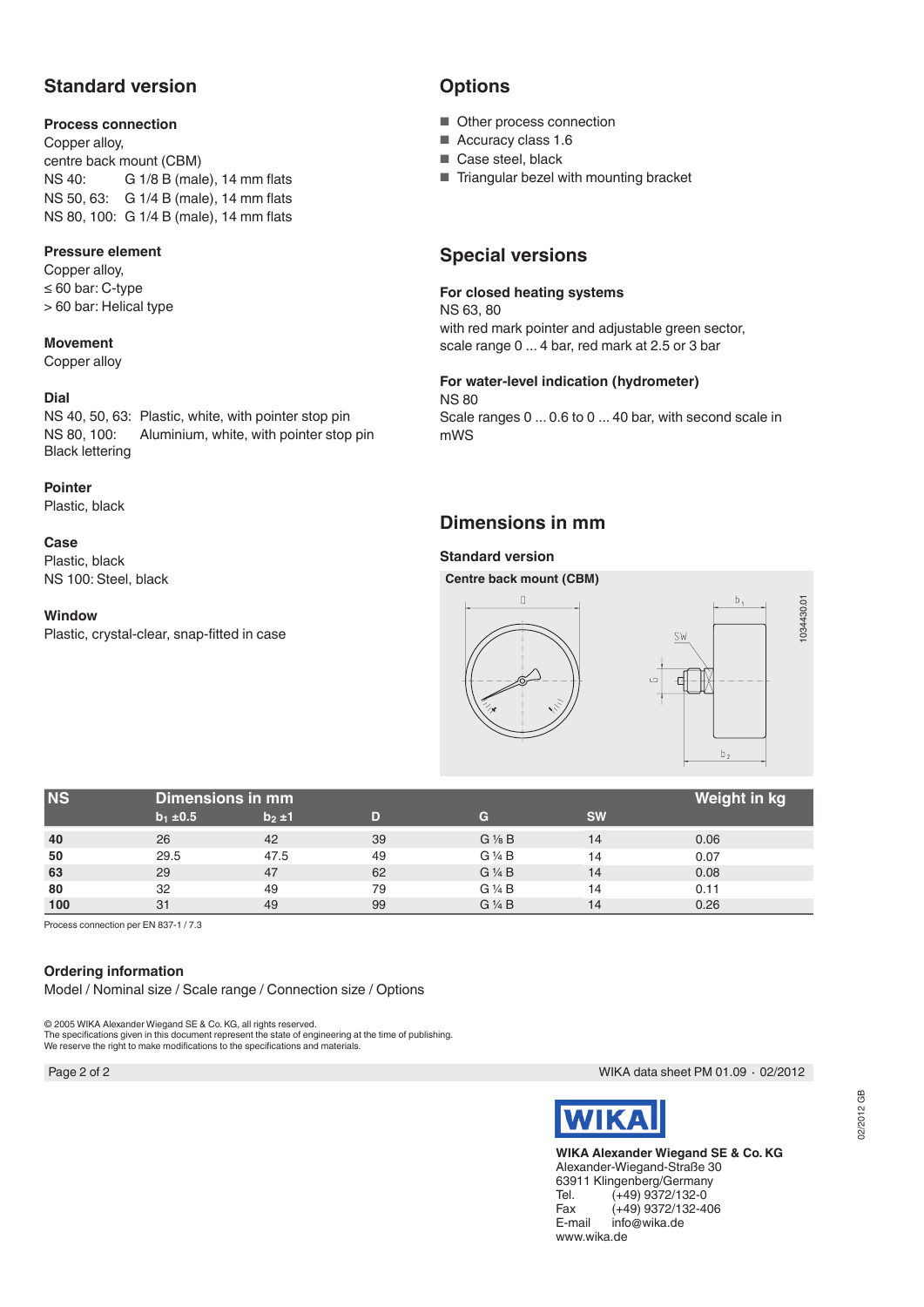## Standard version

### Process connection

Copper alloy,
centre back mount (CBM)
NS 40: G 1/8 B (male), 14 mm flats
NS 50, 63: G 1/4 B (male), 14 mm flats
NS 80, 100: G 1/4 B (male), 14 mm flats

### Pressure element

Copper alloy,
≤ 60 bar: C-type
> 60 bar: Helical type

### Movement

Copper alloy

### Dial

NS 40, 50, 63: Plastic, white, with pointer stop pin
NS 80, 100: Aluminium, white, with pointer stop pin
Black lettering

### Pointer

Plastic, black

### Case

Plastic, black
NS 100: Steel, black

### Window

Plastic, crystal-clear, snap-fitted in case

## Options

- Other process connection
- Accuracy class 1.6
- Case steel, black
- Triangular bezel with mounting bracket

## Special versions

### For closed heating systems

NS 63, 80
with red mark pointer and adjustable green sector,
scale range 0 ... 4 bar, red mark at 2.5 or 3 bar

### For water-level indication (hydrometer)

NS 80
Scale ranges 0 ... 0.6 to 0 ... 40 bar, with second scale in mWS

## Dimensions in mm

### Standard version

**Centre back mount (CBM)**

D
b1
SW
G
b2
1034430.01

| NS | Dimensions in mm | | | | | Weight in kg |
|---|---|---|---|---|---|---|
| | $b_1$ ±0.5 | $b_2$ ±1 | D | G | SW | |
| **40** | 26 | 42 | 39 | G ⅛ B | 14 | 0.06 |
| **50** | 29.5 | 47.5 | 49 | G ¼ B | 14 | 0.07 |
| **63** | 29 | 47 | 62 | G ¼ B | 14 | 0.08 |
| **80** | 32 | 49 | 79 | G ¼ B | 14 | 0.11 |
| **100** | 31 | 49 | 99 | G ¼ B | 14 | 0.26 |

Process connection per EN 837-1 / 7.3

### Ordering information

Model / Nominal size / Scale range / Connection size / Options

© 2005 WIKA Alexander Wiegand SE & Co. KG, all rights reserved.
The specifications given in this document represent the state of engineering at the time of publishing.
We reserve the right to make modifications to the specifications and materials.

WIKA data sheet PM 01.09 · 02/2012

**WIKA Alexander Wiegand SE & Co. KG**
Alexander-Wiegand-Straße 30
63911 Klingenberg/Germany
Tel. (+49) 9372/132-0
Fax (+49) 9372/132-406
E-mail info@wika.de
www.wika.de

02/2012 GB